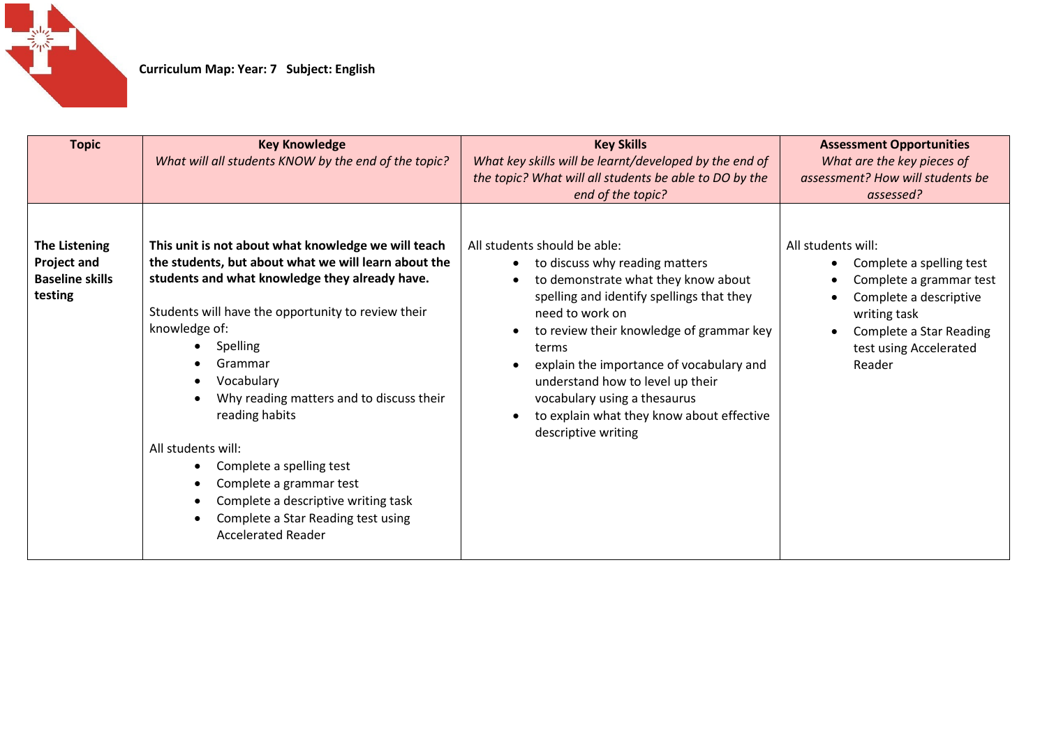**Curriculum Map: Year: 7 Subject: English**

| **Topic** | **Key Knowledge**<br>*What will all students KNOW by the end of the topic?* | **Key Skills**<br>*What key skills will be learnt/developed by the end of the topic? What will all students be able to DO by the end of the topic?* | **Assessment Opportunities**<br>*What are the key pieces of assessment? How will students be assessed?* |
|---|---|---|---|
| **The Listening Project and Baseline skills testing** | **This unit is not about what knowledge we will teach the students, but about what we will learn about the students and what knowledge they already have.**<br><br>Students will have the opportunity to review their knowledge of:<br>• Spelling<br>• Grammar<br>• Vocabulary<br>• Why reading matters and to discuss their reading habits<br><br>All students will:<br>• Complete a spelling test<br>• Complete a grammar test<br>• Complete a descriptive writing task<br>• Complete a Star Reading test using Accelerated Reader | All students should be able:<br>• to discuss why reading matters<br>• to demonstrate what they know about spelling and identify spellings that they need to work on<br>• to review their knowledge of grammar key terms<br>• explain the importance of vocabulary and understand how to level up their vocabulary using a thesaurus<br>• to explain what they know about effective descriptive writing | All students will:<br>• Complete a spelling test<br>• Complete a grammar test<br>• Complete a descriptive writing task<br>• Complete a Star Reading test using Accelerated Reader |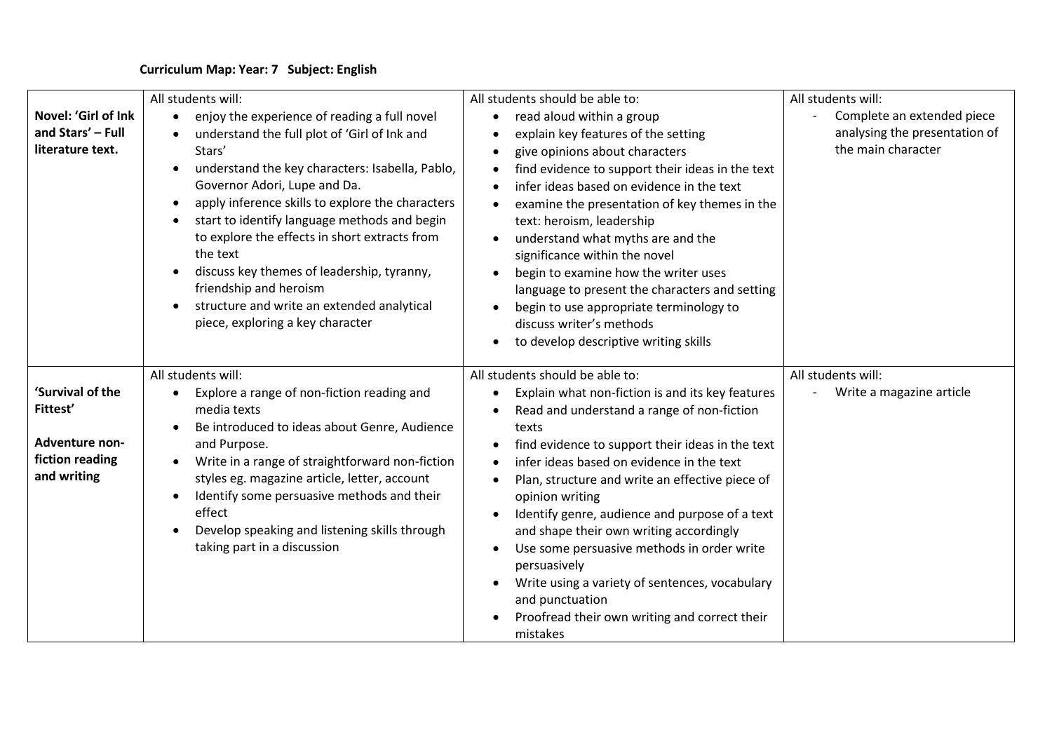**Curriculum Map: Year: 7 Subject: English**

| | | | |
|---|---|---|---|
| **Novel: 'Girl of Ink and Stars' – Full literature text.** | All students will:<br>• enjoy the experience of reading a full novel<br>• understand the full plot of 'Girl of Ink and Stars'<br>• understand the key characters: Isabella, Pablo, Governor Adori, Lupe and Da.<br>• apply inference skills to explore the characters<br>• start to identify language methods and begin to explore the effects in short extracts from the text<br>• discuss key themes of leadership, tyranny, friendship and heroism<br>• structure and write an extended analytical piece, exploring a key character | All students should be able to:<br>• read aloud within a group<br>• explain key features of the setting<br>• give opinions about characters<br>• find evidence to support their ideas in the text<br>• infer ideas based on evidence in the text<br>• examine the presentation of key themes in the text: heroism, leadership<br>• understand what myths are and the significance within the novel<br>• begin to examine how the writer uses language to present the characters and setting<br>• begin to use appropriate terminology to discuss writer's methods<br>• to develop descriptive writing skills | All students will:<br>- Complete an extended piece analysing the presentation of the main character |
| **'Survival of the Fittest'**<br><br>**Adventure non-fiction reading and writing** | All students will:<br>• Explore a range of non-fiction reading and media texts<br>• Be introduced to ideas about Genre, Audience and Purpose.<br>• Write in a range of straightforward non-fiction styles eg. magazine article, letter, account<br>• Identify some persuasive methods and their effect<br>• Develop speaking and listening skills through taking part in a discussion | All students should be able to:<br>• Explain what non-fiction is and its key features<br>• Read and understand a range of non-fiction texts<br>• find evidence to support their ideas in the text<br>• infer ideas based on evidence in the text<br>• Plan, structure and write an effective piece of opinion writing<br>• Identify genre, audience and purpose of a text and shape their own writing accordingly<br>• Use some persuasive methods in order write persuasively<br>• Write using a variety of sentences, vocabulary and punctuation<br>• Proofread their own writing and correct their mistakes | All students will:<br>- Write a magazine article |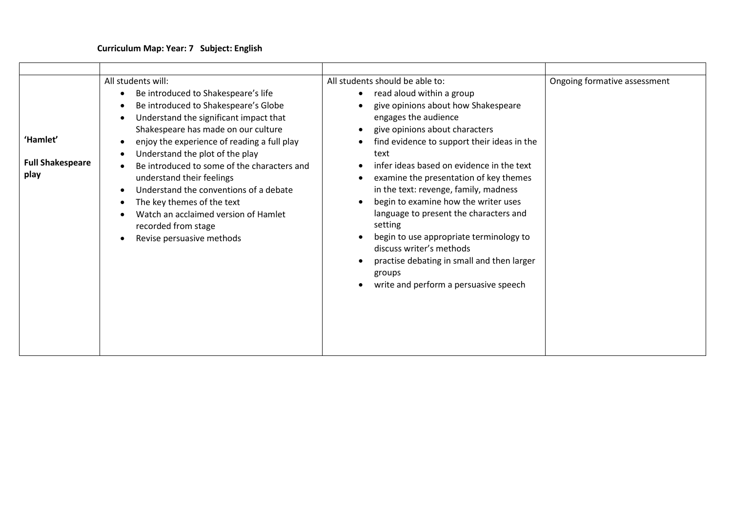**Curriculum Map: Year: 7 Subject: English**

| | | | |
|---|---|---|---|
| **'Hamlet'**<br><br>**Full Shakespeare play** | All students will:<br>• Be introduced to Shakespeare's life<br>• Be introduced to Shakespeare's Globe<br>• Understand the significant impact that Shakespeare has made on our culture<br>• enjoy the experience of reading a full play<br>• Understand the plot of the play<br>• Be introduced to some of the characters and understand their feelings<br>• Understand the conventions of a debate<br>• The key themes of the text<br>• Watch an acclaimed version of Hamlet recorded from stage<br>• Revise persuasive methods | All students should be able to:<br>• read aloud within a group<br>• give opinions about how Shakespeare engages the audience<br>• give opinions about characters<br>• find evidence to support their ideas in the text<br>• infer ideas based on evidence in the text<br>• examine the presentation of key themes in the text: revenge, family, madness<br>• begin to examine how the writer uses language to present the characters and setting<br>• begin to use appropriate terminology to discuss writer's methods<br>• practise debating in small and then larger groups<br>• write and perform a persuasive speech | Ongoing formative assessment |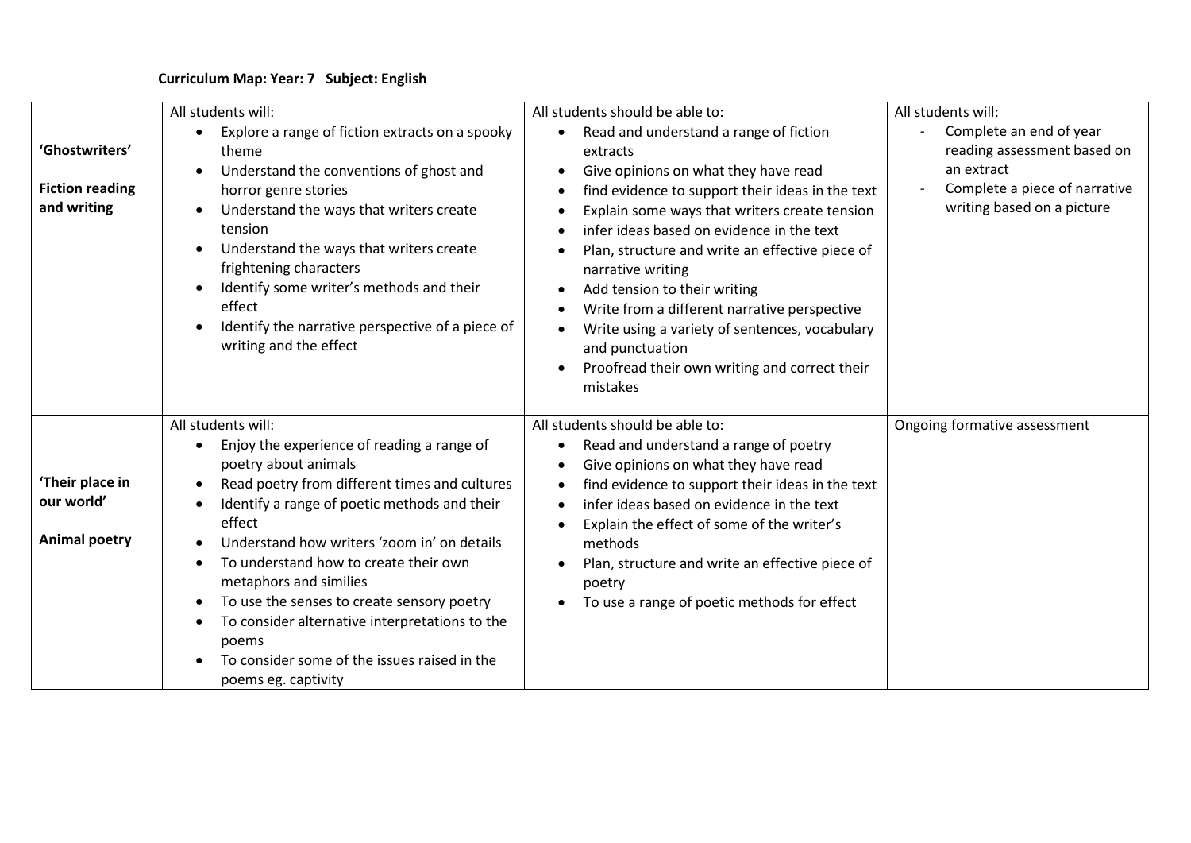**Curriculum Map: Year: 7   Subject: English**

| | | | |
|---|---|---|---|
| **'Ghostwriters'**<br><br>**Fiction reading and writing** | All students will:<br>• Explore a range of fiction extracts on a spooky theme<br>• Understand the conventions of ghost and horror genre stories<br>• Understand the ways that writers create tension<br>• Understand the ways that writers create frightening characters<br>• Identify some writer's methods and their effect<br>• Identify the narrative perspective of a piece of writing and the effect | All students should be able to:<br>• Read and understand a range of fiction extracts<br>• Give opinions on what they have read<br>• find evidence to support their ideas in the text<br>• Explain some ways that writers create tension<br>• infer ideas based on evidence in the text<br>• Plan, structure and write an effective piece of narrative writing<br>• Add tension to their writing<br>• Write from a different narrative perspective<br>• Write using a variety of sentences, vocabulary and punctuation<br>• Proofread their own writing and correct their mistakes | All students will:<br>- Complete an end of year reading assessment based on an extract<br>- Complete a piece of narrative writing based on a picture |
| **'Their place in our world'**<br><br>**Animal poetry** | All students will:<br>• Enjoy the experience of reading a range of poetry about animals<br>• Read poetry from different times and cultures<br>• Identify a range of poetic methods and their effect<br>• Understand how writers 'zoom in' on details<br>• To understand how to create their own metaphors and similies<br>• To use the senses to create sensory poetry<br>• To consider alternative interpretations to the poems<br>• To consider some of the issues raised in the poems eg. captivity | All students should be able to:<br>• Read and understand a range of poetry<br>• Give opinions on what they have read<br>• find evidence to support their ideas in the text<br>• infer ideas based on evidence in the text<br>• Explain the effect of some of the writer's methods<br>• Plan, structure and write an effective piece of poetry<br>• To use a range of poetic methods for effect | Ongoing formative assessment |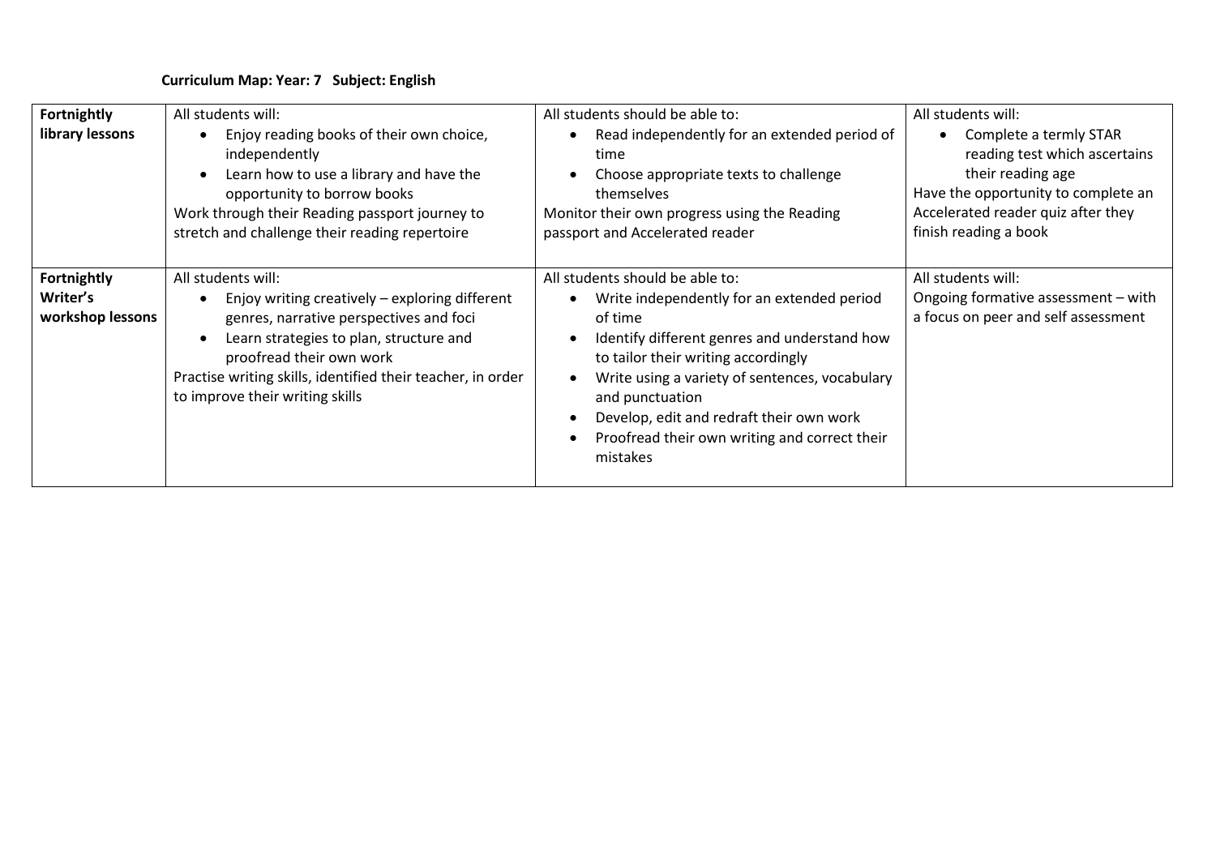**Curriculum Map: Year: 7 Subject: English**

| | | | |
|---|---|---|---|
| **Fortnightly library lessons** | All students will:<br>• Enjoy reading books of their own choice, independently<br>• Learn how to use a library and have the opportunity to borrow books<br>Work through their Reading passport journey to stretch and challenge their reading repertoire | All students should be able to:<br>• Read independently for an extended period of time<br>• Choose appropriate texts to challenge themselves<br>Monitor their own progress using the Reading passport and Accelerated reader | All students will:<br>• Complete a termly STAR reading test which ascertains their reading age<br>Have the opportunity to complete an Accelerated reader quiz after they finish reading a book |
| **Fortnightly Writer's workshop lessons** | All students will:<br>• Enjoy writing creatively – exploring different genres, narrative perspectives and foci<br>• Learn strategies to plan, structure and proofread their own work<br>Practise writing skills, identified their teacher, in order to improve their writing skills | All students should be able to:<br>• Write independently for an extended period of time<br>• Identify different genres and understand how to tailor their writing accordingly<br>• Write using a variety of sentences, vocabulary and punctuation<br>• Develop, edit and redraft their own work<br>• Proofread their own writing and correct their mistakes | All students will:<br>Ongoing formative assessment – with a focus on peer and self assessment |